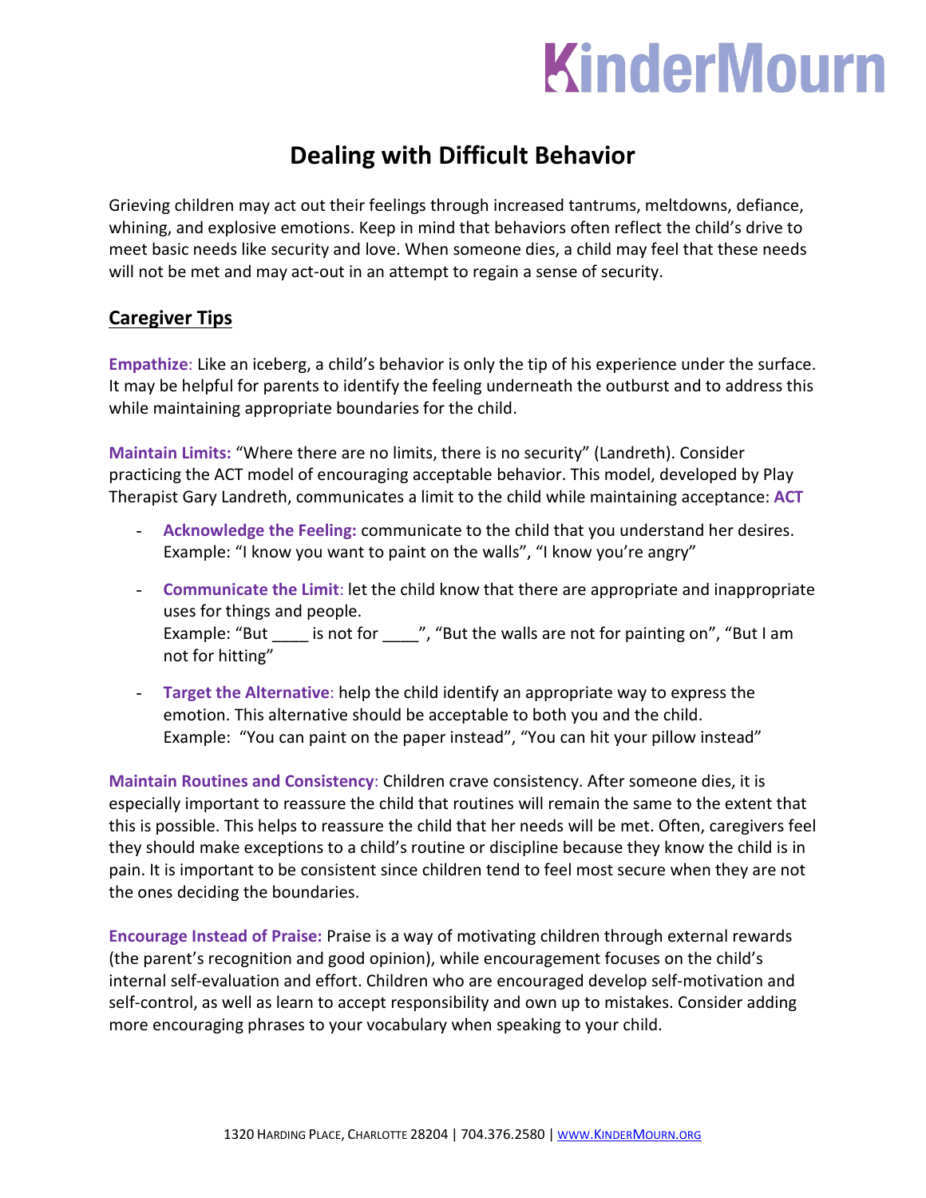# KinderMourn

## Dealing with Difficult Behavior

Grieving children may act out their feelings through increased tantrums, meltdowns, defiance, whining, and explosive emotions. Keep in mind that behaviors often reflect the child's drive to meet basic needs like security and love. When someone dies, a child may feel that these needs will not be met and may act-out in an attempt to regain a sense of security.

### Caregiver Tips

**Empathize**: Like an iceberg, a child's behavior is only the tip of his experience under the surface. It may be helpful for parents to identify the feeling underneath the outburst and to address this while maintaining appropriate boundaries for the child.

**Maintain Limits:** "Where there are no limits, there is no security" (Landreth). Consider practicing the ACT model of encouraging acceptable behavior. This model, developed by Play Therapist Gary Landreth, communicates a limit to the child while maintaining acceptance: **ACT**

- **Acknowledge the Feeling:** communicate to the child that you understand her desires. Example: "I know you want to paint on the walls", "I know you're angry"
- **Communicate the Limit**: let the child know that there are appropriate and inappropriate uses for things and people.
  Example: "But ____ is not for ____", "But the walls are not for painting on", "But I am not for hitting"
- **Target the Alternative**: help the child identify an appropriate way to express the emotion. This alternative should be acceptable to both you and the child.
  Example: "You can paint on the paper instead", "You can hit your pillow instead"

**Maintain Routines and Consistency**: Children crave consistency. After someone dies, it is especially important to reassure the child that routines will remain the same to the extent that this is possible. This helps to reassure the child that her needs will be met. Often, caregivers feel they should make exceptions to a child's routine or discipline because they know the child is in pain. It is important to be consistent since children tend to feel most secure when they are not the ones deciding the boundaries.

**Encourage Instead of Praise:** Praise is a way of motivating children through external rewards (the parent's recognition and good opinion), while encouragement focuses on the child's internal self-evaluation and effort. Children who are encouraged develop self-motivation and self-control, as well as learn to accept responsibility and own up to mistakes. Consider adding more encouraging phrases to your vocabulary when speaking to your child.

1320 Harding Place, Charlotte 28204 | 704.376.2580 | www.KinderMourn.org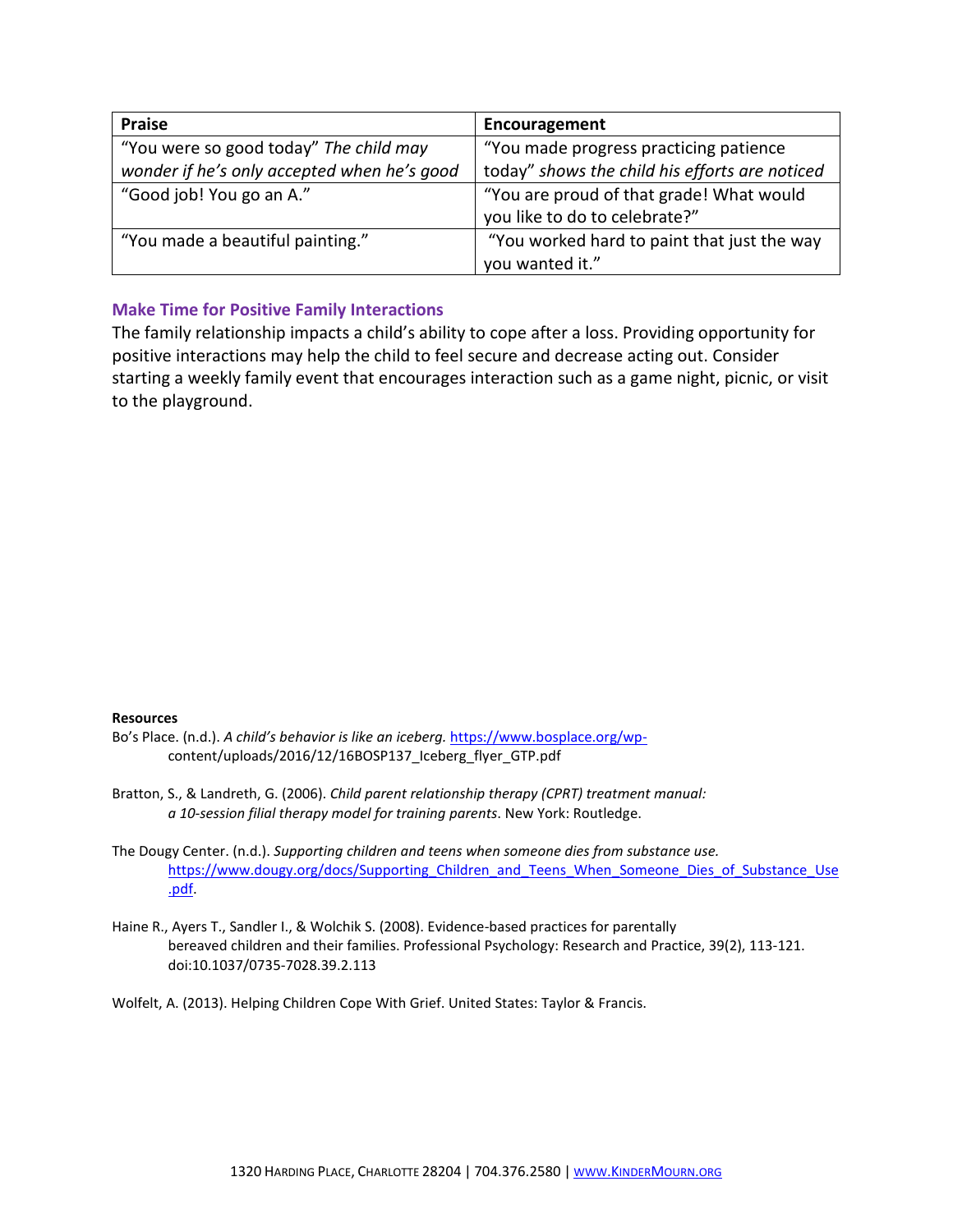| Praise | Encouragement |
| --- | --- |
| "You were so good today" *The child may wonder if he's only accepted when he's good* | "You made progress practicing patience today" *shows the child his efforts are noticed* |
| "Good job! You go an A." | "You are proud of that grade! What would you like to do to celebrate?" |
| "You made a beautiful painting." | "You worked hard to paint that just the way you wanted it." |

### Make Time for Positive Family Interactions

The family relationship impacts a child's ability to cope after a loss. Providing opportunity for positive interactions may help the child to feel secure and decrease acting out. Consider starting a weekly family event that encourages interaction such as a game night, picnic, or visit to the playground.

**Resources**

Bo's Place. (n.d.). *A child's behavior is like an iceberg.* https://www.bosplace.org/wp-content/uploads/2016/12/16BOSP137_Iceberg_flyer_GTP.pdf

Bratton, S., & Landreth, G. (2006). *Child parent relationship therapy (CPRT) treatment manual: a 10-session filial therapy model for training parents*. New York: Routledge.

The Dougy Center. (n.d.). *Supporting children and teens when someone dies from substance use.* https://www.dougy.org/docs/Supporting_Children_and_Teens_When_Someone_Dies_of_Substance_Use.pdf.

Haine R., Ayers T., Sandler I., & Wolchik S. (2008). Evidence-based practices for parentally bereaved children and their families. Professional Psychology: Research and Practice, 39(2), 113-121. doi:10.1037/0735-7028.39.2.113

Wolfelt, A. (2013). Helping Children Cope With Grief. United States: Taylor & Francis.

1320 Harding Place, Charlotte 28204 | 704.376.2580 | www.KinderMourn.org